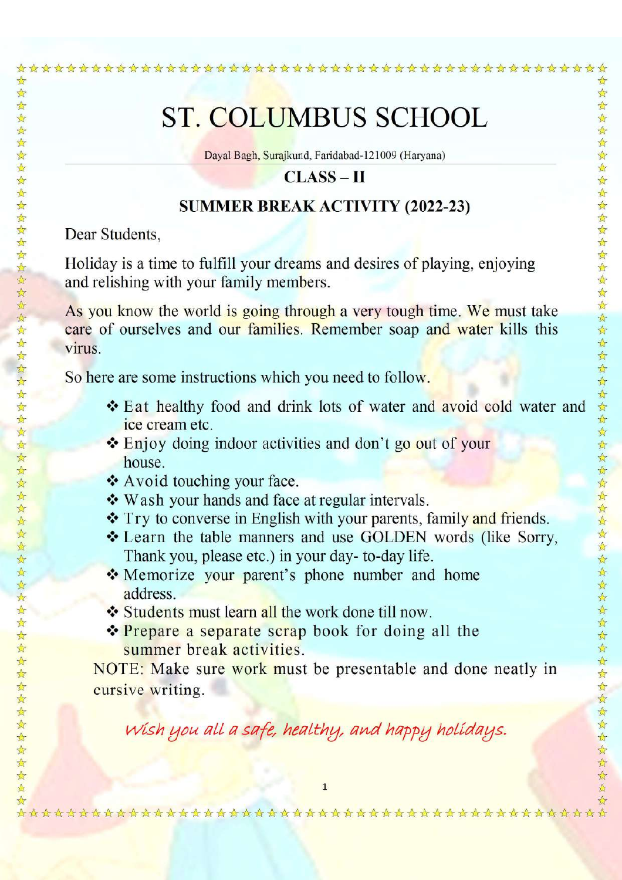# ST. COLUMBUS SCHOOL

Dayal Bagh, Surajkund, Faridabad-121009 (Haryana)

## CLASS – II

## SUMMER BREAK ACTIVITY (2022-23)

Dear Students,

Holiday is a time to fulfill your dreams and desires of playing, enjoying and relishing with your family members.

As you know the world is going through a very tough time. We must take care of ourselves and our families. Remember soap and water kills this virus.

So here are some instructions which you need to follow.

- Eat healthy food and drink lots of water and avoid cold water and ice cream etc.
- Enjoy doing indoor activities and don't go out of your house.
- Avoid touching your face.
- Wash your hands and face at regular intervals.
- Try to converse in English with your parents, family and friends.
- Learn the table manners and use GOLDEN words (like Sorry, Thank you, please etc.) in your day- to-day life.
- Memorize your parent's phone number and home address.
- Students must learn all the work done till now.
- Prepare a separate scrap book for doing all the summer break activities.

NOTE: Make sure work must be presentable and done neatly in cursive writing.

*Wish you all a safe, healthy, and happy holidays.*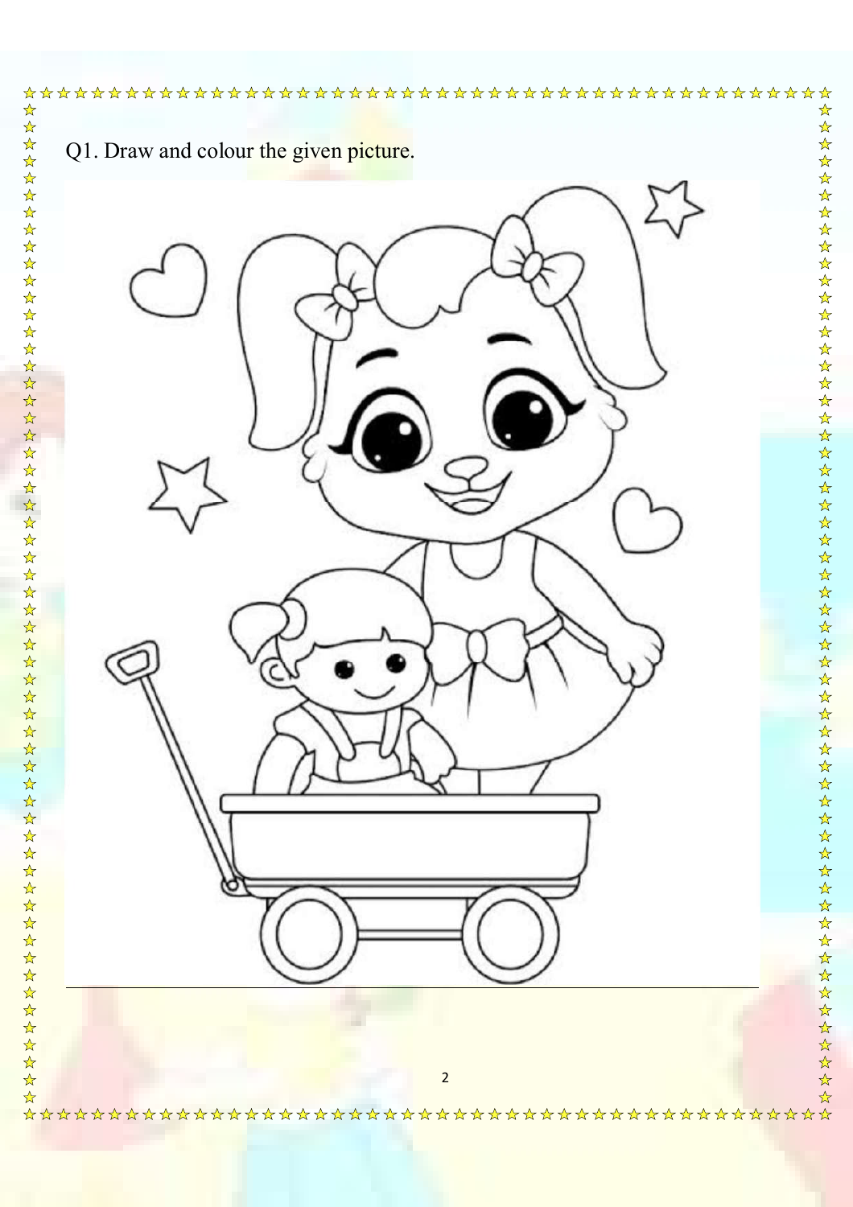Q1. Draw and colour the given picture.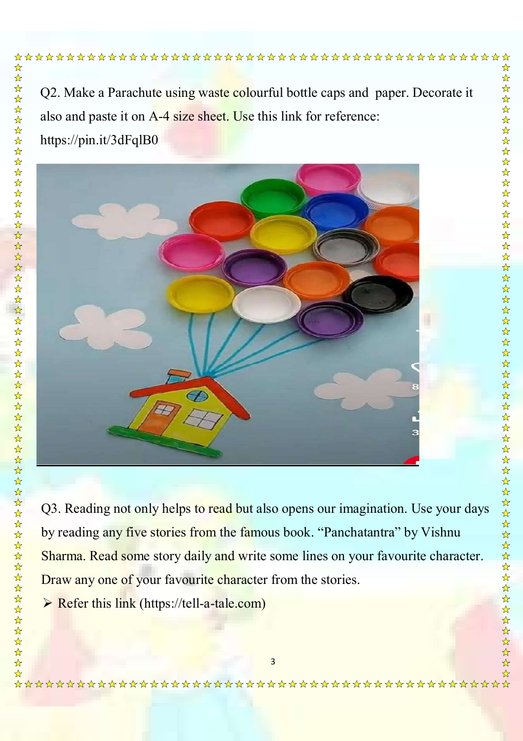Q2. Make a Parachute using waste colourful bottle caps and paper. Decorate it also and paste it on A-4 size sheet. Use this link for reference: https://pin.it/3dFqlB0

Q3. Reading not only helps to read but also opens our imagination. Use your days by reading any five stories from the famous book. "Panchatantra" by Vishnu Sharma. Read some story daily and write some lines on your favourite character. Draw any one of your favourite character from the stories.

- Refer this link (https://tell-a-tale.com)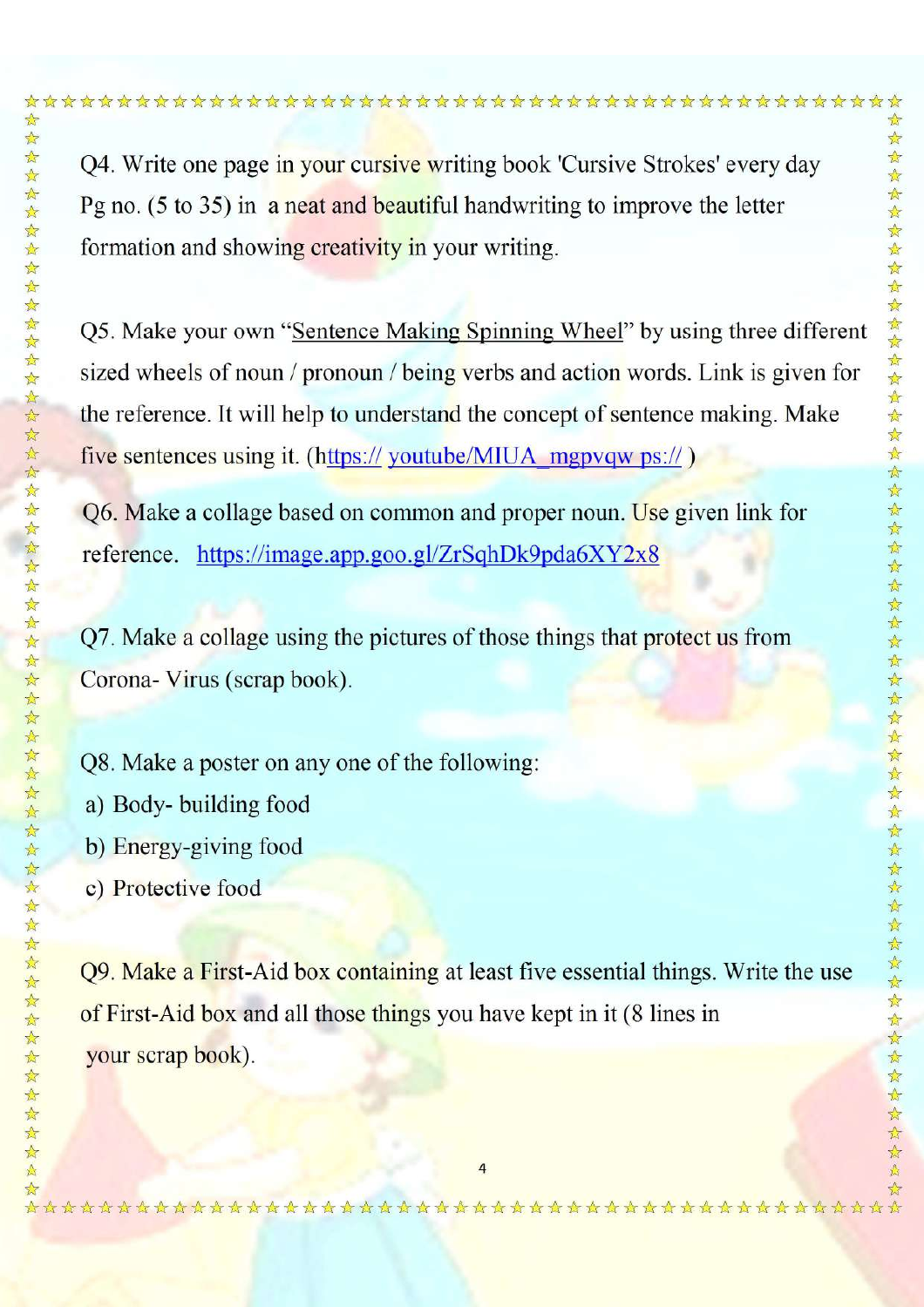Q4. Write one page in your cursive writing book 'Cursive Strokes' every day Pg no. (5 to 35) in a neat and beautiful handwriting to improve the letter formation and showing creativity in your writing.

Q5. Make your own "Sentence Making Spinning Wheel" by using three different sized wheels of noun / pronoun / being verbs and action words. Link is given for the reference. It will help to understand the concept of sentence making. Make five sentences using it. (https:// youtube/MIUA_mgpvqw ps:// )

Q6. Make a collage based on common and proper noun. Use given link for reference. https://image.app.goo.gl/ZrSqhDk9pda6XY2x8

Q7. Make a collage using the pictures of those things that protect us from Corona- Virus (scrap book).

Q8. Make a poster on any one of the following:

a) Body- building food

b) Energy-giving food

c) Protective food

Q9. Make a First-Aid box containing at least five essential things. Write the use of First-Aid box and all those things you have kept in it (8 lines in your scrap book).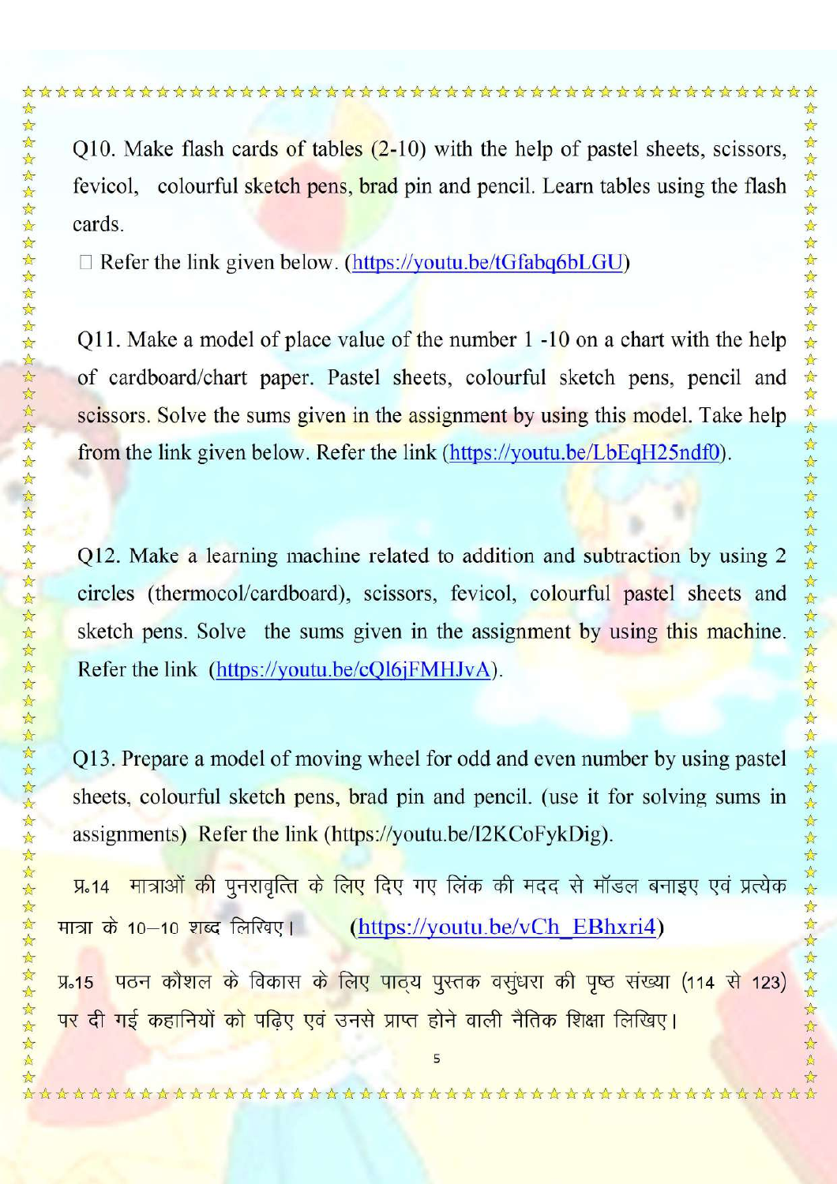Q10. Make flash cards of tables (2-10) with the help of pastel sheets, scissors, fevicol, colourful sketch pens, brad pin and pencil. Learn tables using the flash cards.

 Refer the link given below. (https://youtu.be/tGfabq6bLGU)

Q11. Make a model of place value of the number 1 -10 on a chart with the help of cardboard/chart paper. Pastel sheets, colourful sketch pens, pencil and scissors. Solve the sums given in the assignment by using this model. Take help from the link given below. Refer the link (https://youtu.be/LbEqH25ndf0).

Q12. Make a learning machine related to addition and subtraction by using 2 circles (thermocol/cardboard), scissors, fevicol, colourful pastel sheets and sketch pens. Solve the sums given in the assignment by using this machine. Refer the link (https://youtu.be/cQl6jFMHJvA).

Q13. Prepare a model of moving wheel for odd and even number by using pastel sheets, colourful sketch pens, brad pin and pencil. (use it for solving sums in assignments) Refer the link (https://youtu.be/I2KCoFykDig).

प्र.14 मात्राओं की पुनरावृत्ति के लिए दिए गए लिंक की मदद से मॉडल बनाइए एवं प्रत्येक मात्रा के 10–10 शब्द लिखिए। (https://youtu.be/vCh_EBhxri4)

प्र.15 पठन कौशल के विकास के लिए पाठ्य पुस्तक वसुंधरा की पृष्ठ संख्या (114 से 123) पर दी गई कहानियों को पढ़िए एवं उनसे प्राप्त होने वाली नैतिक शिक्षा लिखिए।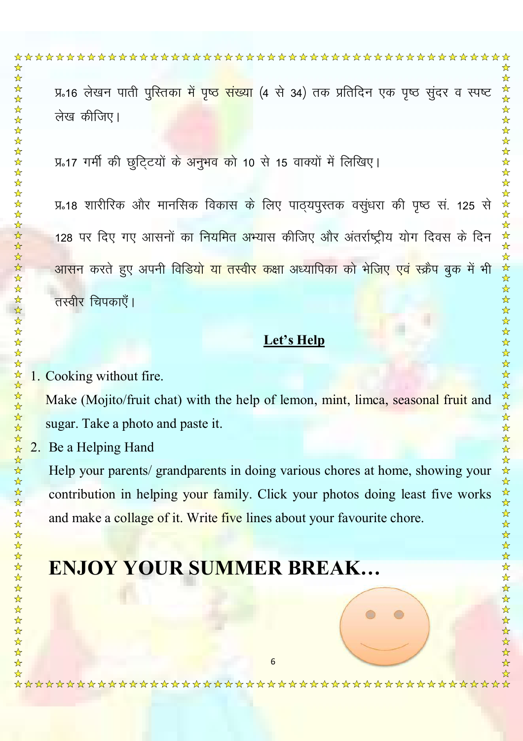प्र॰16 लेखन पाती पुस्तिका में पृष्ठ संख्या (4 से 34) तक प्रतिदिन एक पृष्ठ सुंदर व स्पष्ट लेख कीजिए।

प्र॰17 गर्मी की छुट्टियों के अनुभव को 10 से 15 वाक्यों में लिखिए।

प्र॰18 शारीरिक और मानसिक विकास के लिए पाठ्यपुस्तक वसुंधरा की पृष्ठ सं. 125 से 128 पर दिए गए आसनों का नियमित अभ्यास कीजिए और अंतर्राष्ट्रीय योग दिवस के दिन आसन करते हुए अपनी विडियो या तस्वीर कक्षा अध्यापिका को भेजिए एवं स्क्रैप बुक में भी तस्वीर चिपकाएँ।

## Let's Help

1. Cooking without fire.

   Make (Mojito/fruit chat) with the help of lemon, mint, limca, seasonal fruit and sugar. Take a photo and paste it.

2. Be a Helping Hand

   Help your parents/ grandparents in doing various chores at home, showing your contribution in helping your family. Click your photos doing least five works and make a collage of it. Write five lines about your favourite chore.

# ENJOY YOUR SUMMER BREAK…